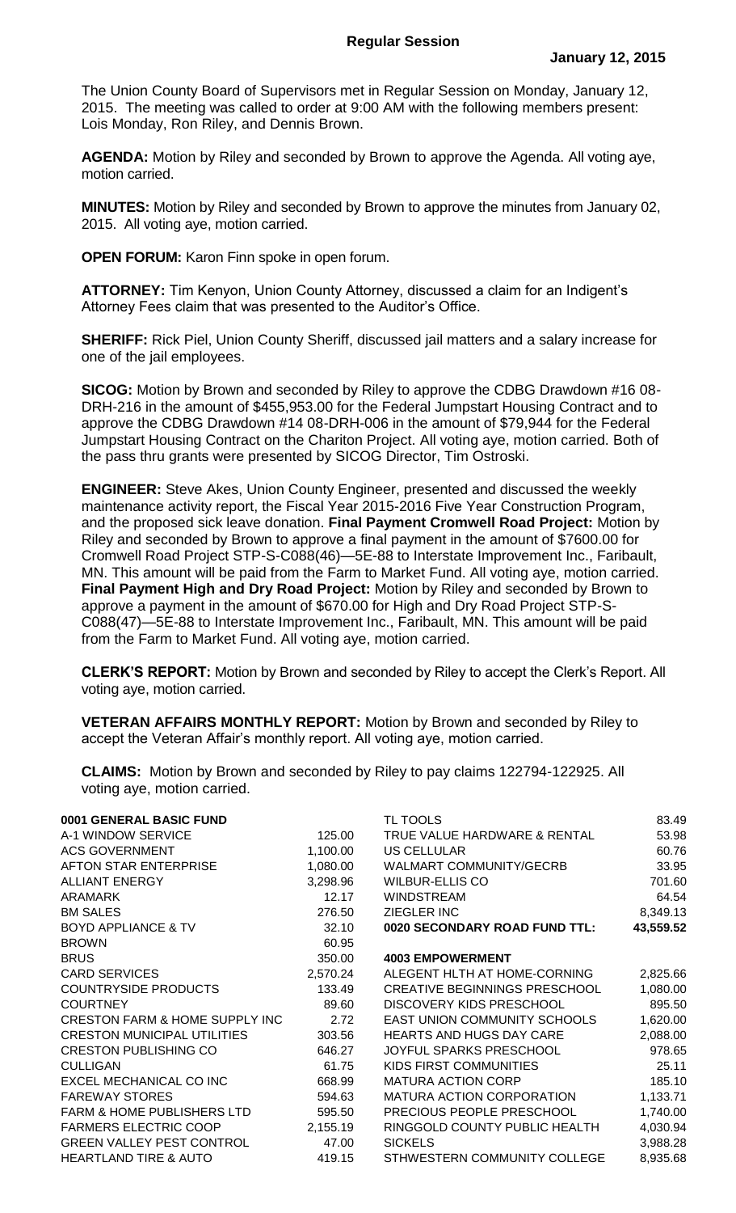## Regular Session

**January 12, 2015**

The Union County Board of Supervisors met in Regular Session on Monday, January 12, 2015. The meeting was called to order at 9:00 AM with the following members present: Lois Monday, Ron Riley, and Dennis Brown.

**AGENDA:** Motion by Riley and seconded by Brown to approve the Agenda. All voting aye, motion carried.

**MINUTES:** Motion by Riley and seconded by Brown to approve the minutes from January 02, 2015. All voting aye, motion carried.

**OPEN FORUM:** Karon Finn spoke in open forum.

**ATTORNEY:** Tim Kenyon, Union County Attorney, discussed a claim for an Indigent's Attorney Fees claim that was presented to the Auditor's Office.

**SHERIFF:** Rick Piel, Union County Sheriff, discussed jail matters and a salary increase for one of the jail employees.

**SICOG:** Motion by Brown and seconded by Riley to approve the CDBG Drawdown #16 08-DRH-216 in the amount of $455,953.00 for the Federal Jumpstart Housing Contract and to approve the CDBG Drawdown #14 08-DRH-006 in the amount of $79,944 for the Federal Jumpstart Housing Contract on the Chariton Project. All voting aye, motion carried. Both of the pass thru grants were presented by SICOG Director, Tim Ostroski.

**ENGINEER:** Steve Akes, Union County Engineer, presented and discussed the weekly maintenance activity report, the Fiscal Year 2015-2016 Five Year Construction Program, and the proposed sick leave donation. **Final Payment Cromwell Road Project:** Motion by Riley and seconded by Brown to approve a final payment in the amount of $7600.00 for Cromwell Road Project STP-S-C088(46)—5E-88 to Interstate Improvement Inc., Faribault, MN. This amount will be paid from the Farm to Market Fund. All voting aye, motion carried. **Final Payment High and Dry Road Project:** Motion by Riley and seconded by Brown to approve a payment in the amount of $670.00 for High and Dry Road Project STP-S-C088(47)—5E-88 to Interstate Improvement Inc., Faribault, MN. This amount will be paid from the Farm to Market Fund. All voting aye, motion carried.

**CLERK'S REPORT:** Motion by Brown and seconded by Riley to accept the Clerk's Report. All voting aye, motion carried.

**VETERAN AFFAIRS MONTHLY REPORT:** Motion by Brown and seconded by Riley to accept the Veteran Affair's monthly report. All voting aye, motion carried.

**CLAIMS:** Motion by Brown and seconded by Riley to pay claims 122794-122925. All voting aye, motion carried.

| **0001 GENERAL BASIC FUND** | |
|---|---|
| A-1 WINDOW SERVICE | 125.00 |
| ACS GOVERNMENT | 1,100.00 |
| AFTON STAR ENTERPRISE | 1,080.00 |
| ALLIANT ENERGY | 3,298.96 |
| ARAMARK | 12.17 |
| BM SALES | 276.50 |
| BOYD APPLIANCE & TV | 32.10 |
| BROWN | 60.95 |
| BRUS | 350.00 |
| CARD SERVICES | 2,570.24 |
| COUNTRYSIDE PRODUCTS | 133.49 |
| COURTNEY | 89.60 |
| CRESTON FARM & HOME SUPPLY INC | 2.72 |
| CRESTON MUNICIPAL UTILITIES | 303.56 |
| CRESTON PUBLISHING CO | 646.27 |
| CULLIGAN | 61.75 |
| EXCEL MECHANICAL CO INC | 668.99 |
| FAREWAY STORES | 594.63 |
| FARM & HOME PUBLISHERS LTD | 595.50 |
| FARMERS ELECTRIC COOP | 2,155.19 |
| GREEN VALLEY PEST CONTROL | 47.00 |
| HEARTLAND TIRE & AUTO | 419.15 |
| TL TOOLS | 83.49 |
| TRUE VALUE HARDWARE & RENTAL | 53.98 |
| US CELLULAR | 60.76 |
| WALMART COMMUNITY/GECRB | 33.95 |
| WILBUR-ELLIS CO | 701.60 |
| WINDSTREAM | 64.54 |
| ZIEGLER INC | 8,349.13 |
| **0020 SECONDARY ROAD FUND TTL:** | **43,559.52** |
| | |
| **4003 EMPOWERMENT** | |
| ALEGENT HLTH AT HOME-CORNING | 2,825.66 |
| CREATIVE BEGINNINGS PRESCHOOL | 1,080.00 |
| DISCOVERY KIDS PRESCHOOL | 895.50 |
| EAST UNION COMMUNITY SCHOOLS | 1,620.00 |
| HEARTS AND HUGS DAY CARE | 2,088.00 |
| JOYFUL SPARKS PRESCHOOL | 978.65 |
| KIDS FIRST COMMUNITIES | 25.11 |
| MATURA ACTION CORP | 185.10 |
| MATURA ACTION CORPORATION | 1,133.71 |
| PRECIOUS PEOPLE PRESCHOOL | 1,740.00 |
| RINGGOLD COUNTY PUBLIC HEALTH | 4,030.94 |
| SICKELS | 3,988.28 |
| STHWESTERN COMMUNITY COLLEGE | 8,935.68 |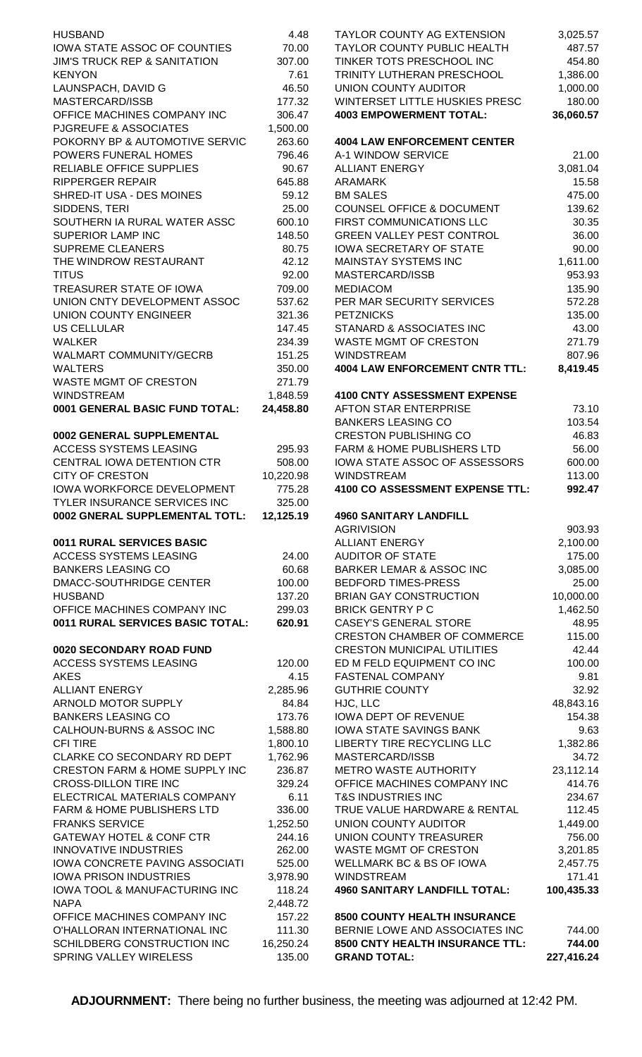| | |
|---|---|
| HUSBAND | 4.48 |
| IOWA STATE ASSOC OF COUNTIES | 70.00 |
| JIM'S TRUCK REP & SANITATION | 307.00 |
| KENYON | 7.61 |
| LAUNSPACH, DAVID G | 46.50 |
| MASTERCARD/ISSB | 177.32 |
| OFFICE MACHINES COMPANY INC | 306.47 |
| PJGREUFE & ASSOCIATES | 1,500.00 |
| POKORNY BP & AUTOMOTIVE SERVIC | 263.60 |
| POWERS FUNERAL HOMES | 796.46 |
| RELIABLE OFFICE SUPPLIES | 90.67 |
| RIPPERGER REPAIR | 645.88 |
| SHRED-IT USA - DES MOINES | 59.12 |
| SIDDENS, TERI | 25.00 |
| SOUTHERN IA RURAL WATER ASSC | 600.10 |
| SUPERIOR LAMP INC | 148.50 |
| SUPREME CLEANERS | 80.75 |
| THE WINDROW RESTAURANT | 42.12 |
| TITUS | 92.00 |
| TREASURER STATE OF IOWA | 709.00 |
| UNION CNTY DEVELOPMENT ASSOC | 537.62 |
| UNION COUNTY ENGINEER | 321.36 |
| US CELLULAR | 147.45 |
| WALKER | 234.39 |
| WALMART COMMUNITY/GECRB | 151.25 |
| WALTERS | 350.00 |
| WASTE MGMT OF CRESTON | 271.79 |
| WINDSTREAM | 1,848.59 |
| **0001 GENERAL BASIC FUND TOTAL:** | **24,458.80** |
| | |
| **0002 GENERAL SUPPLEMENTAL** | |
| ACCESS SYSTEMS LEASING | 295.93 |
| CENTRAL IOWA DETENTION CTR | 508.00 |
| CITY OF CRESTON | 10,220.98 |
| IOWA WORKFORCE DEVELOPMENT | 775.28 |
| TYLER INSURANCE SERVICES INC | 325.00 |
| **0002 GNERAL SUPPLEMENTAL TOTL:** | **12,125.19** |
| | |
| **0011 RURAL SERVICES BASIC** | |
| ACCESS SYSTEMS LEASING | 24.00 |
| BANKERS LEASING CO | 60.68 |
| DMACC-SOUTHRIDGE CENTER | 100.00 |
| HUSBAND | 137.20 |
| OFFICE MACHINES COMPANY INC | 299.03 |
| **0011 RURAL SERVICES BASIC TOTAL:** | **620.91** |
| | |
| **0020 SECONDARY ROAD FUND** | |
| ACCESS SYSTEMS LEASING | 120.00 |
| AKES | 4.15 |
| ALLIANT ENERGY | 2,285.96 |
| ARNOLD MOTOR SUPPLY | 84.84 |
| BANKERS LEASING CO | 173.76 |
| CALHOUN-BURNS & ASSOC INC | 1,588.80 |
| CFI TIRE | 1,800.10 |
| CLARKE CO SECONDARY RD DEPT | 1,762.96 |
| CRESTON FARM & HOME SUPPLY INC | 236.87 |
| CROSS-DILLON TIRE INC | 329.24 |
| ELECTRICAL MATERIALS COMPANY | 6.11 |
| FARM & HOME PUBLISHERS LTD | 336.00 |
| FRANKS SERVICE | 1,252.50 |
| GATEWAY HOTEL & CONF CTR | 244.16 |
| INNOVATIVE INDUSTRIES | 262.00 |
| IOWA CONCRETE PAVING ASSOCIATI | 525.00 |
| IOWA PRISON INDUSTRIES | 3,978.90 |
| IOWA TOOL & MANUFACTURING INC | 118.24 |
| NAPA | 2,448.72 |
| OFFICE MACHINES COMPANY INC | 157.22 |
| O'HALLORAN INTERNATIONAL INC | 111.30 |
| SCHILDBERG CONSTRUCTION INC | 16,250.24 |
| SPRING VALLEY WIRELESS | 135.00 |
| TAYLOR COUNTY AG EXTENSION | 3,025.57 |
| TAYLOR COUNTY PUBLIC HEALTH | 487.57 |
| TINKER TOTS PRESCHOOL INC | 454.80 |
| TRINITY LUTHERAN PRESCHOOL | 1,386.00 |
| UNION COUNTY AUDITOR | 1,000.00 |
| WINTERSET LITTLE HUSKIES PRESC | 180.00 |
| **4003 EMPOWERMENT TOTAL:** | **36,060.57** |
| | |
| **4004 LAW ENFORCEMENT CENTER** | |
| A-1 WINDOW SERVICE | 21.00 |
| ALLIANT ENERGY | 3,081.04 |
| ARAMARK | 15.58 |
| BM SALES | 475.00 |
| COUNSEL OFFICE & DOCUMENT | 139.62 |
| FIRST COMMUNICATIONS LLC | 30.35 |
| GREEN VALLEY PEST CONTROL | 36.00 |
| IOWA SECRETARY OF STATE | 90.00 |
| MAINSTAY SYSTEMS INC | 1,611.00 |
| MASTERCARD/ISSB | 953.93 |
| MEDIACOM | 135.90 |
| PER MAR SECURITY SERVICES | 572.28 |
| PETZNICKS | 135.00 |
| STANARD & ASSOCIATES INC | 43.00 |
| WASTE MGMT OF CRESTON | 271.79 |
| WINDSTREAM | 807.96 |
| **4004 LAW ENFORCEMENT CNTR TTL:** | **8,419.45** |
| | |
| **4100 CNTY ASSESSMENT EXPENSE** | |
| AFTON STAR ENTERPRISE | 73.10 |
| BANKERS LEASING CO | 103.54 |
| CRESTON PUBLISHING CO | 46.83 |
| FARM & HOME PUBLISHERS LTD | 56.00 |
| IOWA STATE ASSOC OF ASSESSORS | 600.00 |
| WINDSTREAM | 113.00 |
| **4100 CO ASSESSMENT EXPENSE TTL:** | **992.47** |
| | |
| **4960 SANITARY LANDFILL** | |
| AGRIVISION | 903.93 |
| ALLIANT ENERGY | 2,100.00 |
| AUDITOR OF STATE | 175.00 |
| BARKER LEMAR & ASSOC INC | 3,085.00 |
| BEDFORD TIMES-PRESS | 25.00 |
| BRIAN GAY CONSTRUCTION | 10,000.00 |
| BRICK GENTRY P C | 1,462.50 |
| CASEY'S GENERAL STORE | 48.95 |
| CRESTON CHAMBER OF COMMERCE | 115.00 |
| CRESTON MUNICIPAL UTILITIES | 42.44 |
| ED M FELD EQUIPMENT CO INC | 100.00 |
| FASTENAL COMPANY | 9.81 |
| GUTHRIE COUNTY | 32.92 |
| HJC, LLC | 48,843.16 |
| IOWA DEPT OF REVENUE | 154.38 |
| IOWA STATE SAVINGS BANK | 9.63 |
| LIBERTY TIRE RECYCLING LLC | 1,382.86 |
| MASTERCARD/ISSB | 34.72 |
| METRO WASTE AUTHORITY | 23,112.14 |
| OFFICE MACHINES COMPANY INC | 414.76 |
| T&S INDUSTRIES INC | 234.67 |
| TRUE VALUE HARDWARE & RENTAL | 112.45 |
| UNION COUNTY AUDITOR | 1,449.00 |
| UNION COUNTY TREASURER | 756.00 |
| WASTE MGMT OF CRESTON | 3,201.85 |
| WELLMARK BC & BS OF IOWA | 2,457.75 |
| WINDSTREAM | 171.41 |
| **4960 SANITARY LANDFILL TOTAL:** | **100,435.33** |
| | |
| **8500 COUNTY HEALTH INSURANCE** | |
| BERNIE LOWE AND ASSOCIATES INC | 744.00 |
| **8500 CNTY HEALTH INSURANCE TTL:** | **744.00** |
| **GRAND TOTAL:** | **227,416.24** |

**ADJOURNMENT:** There being no further business, the meeting was adjourned at 12:42 PM.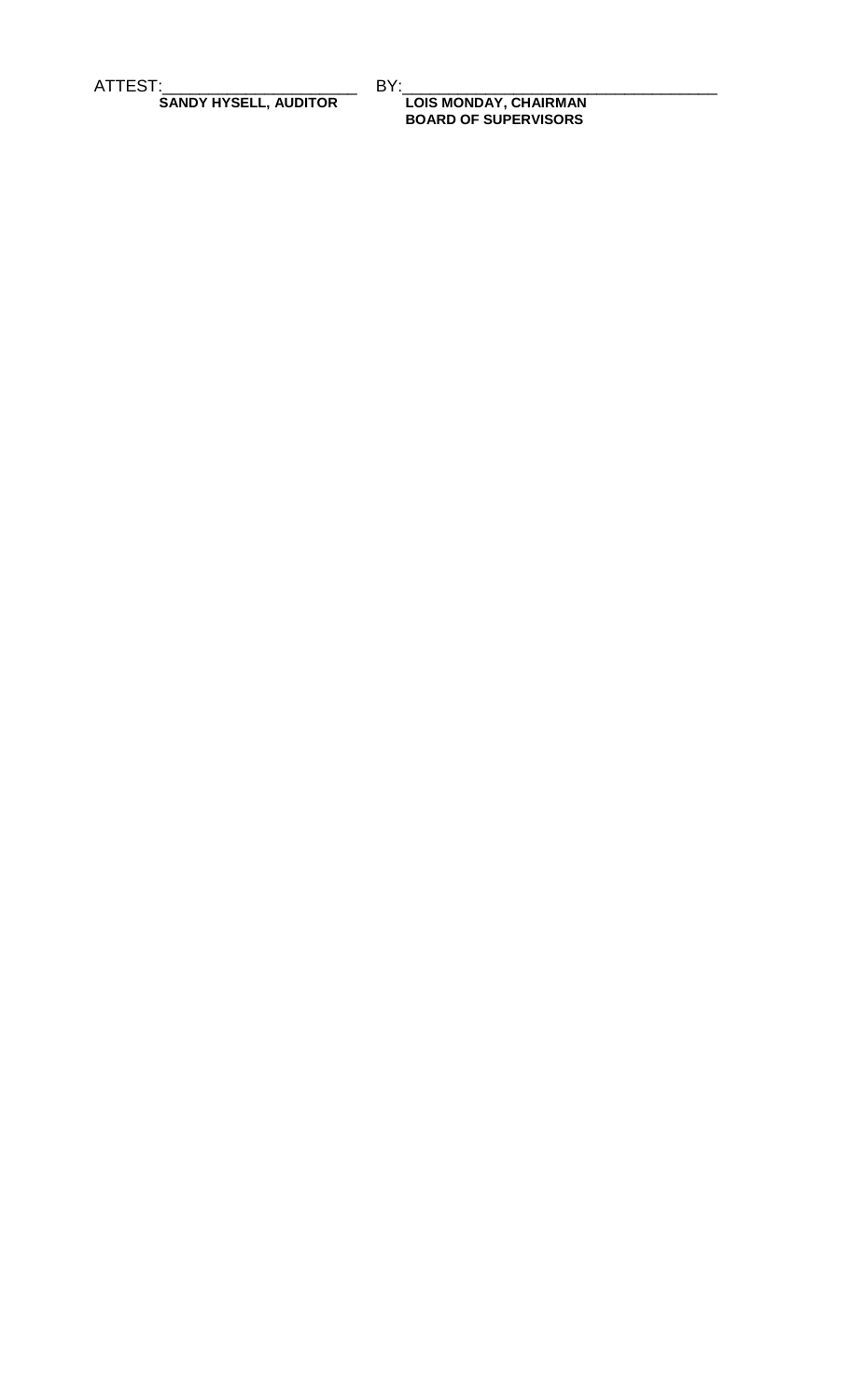ATTEST:______________________ BY:___________________________________

**SANDY HYSELL, AUDITOR** **LOIS MONDAY, CHAIRMAN**

**BOARD OF SUPERVISORS**